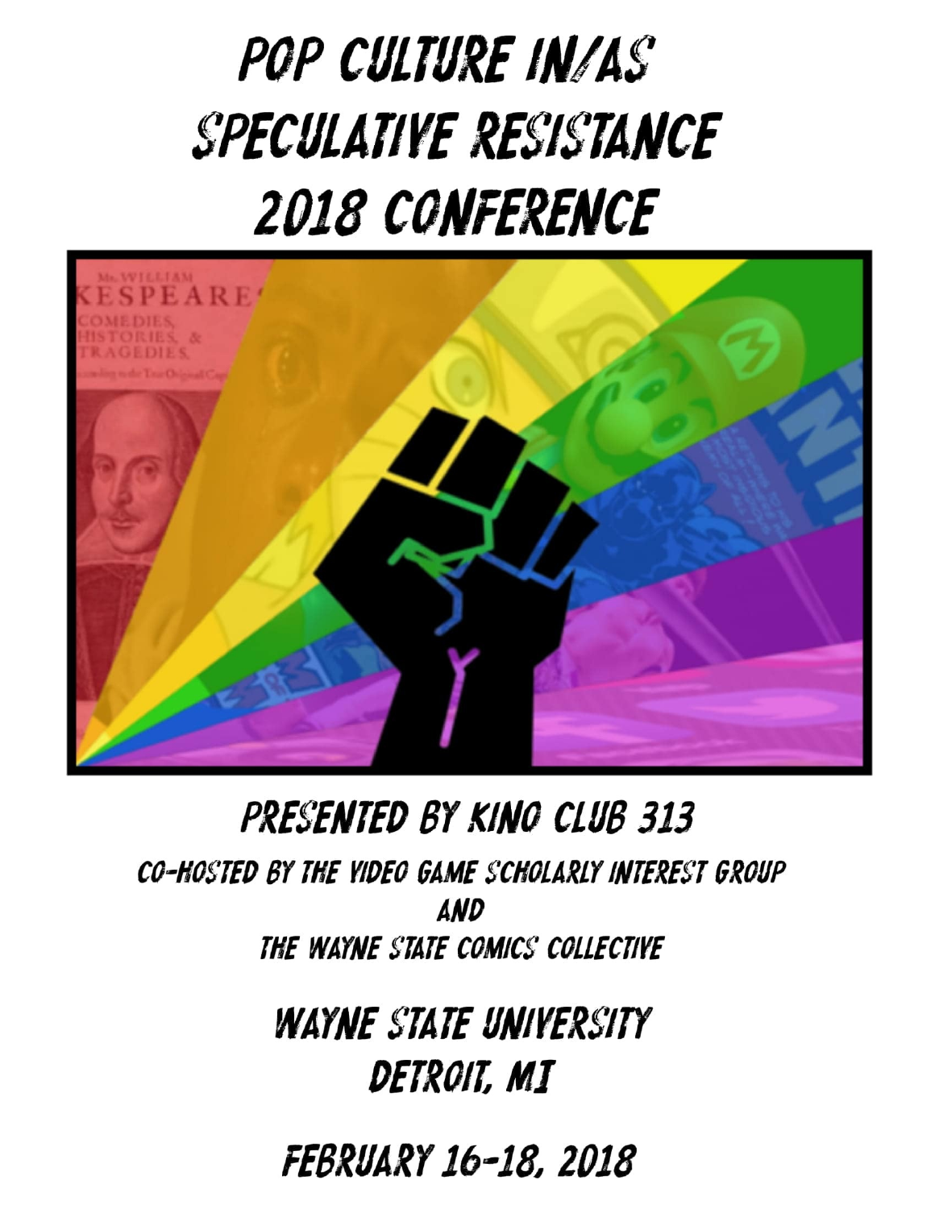# Pop Culture In/As Speculative Resistance 2018 Conference

## Presented by Kino Club 313

Co-hosted by the Video Game Scholarly Interest Group

and

The Wayne State Comics Collective

## Wayne State University
## Detroit, MI

## February 16-18, 2018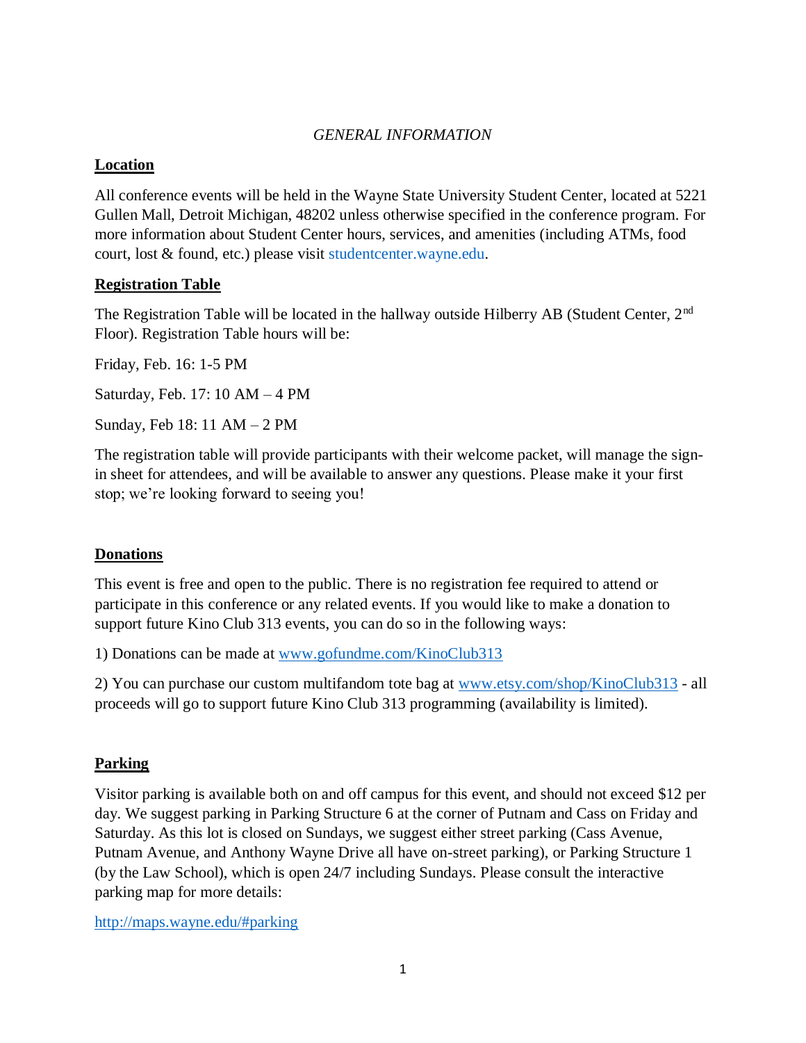*GENERAL INFORMATION*

## Location

All conference events will be held in the Wayne State University Student Center, located at 5221 Gullen Mall, Detroit Michigan, 48202 unless otherwise specified in the conference program. For more information about Student Center hours, services, and amenities (including ATMs, food court, lost & found, etc.) please visit studentcenter.wayne.edu.

## Registration Table

The Registration Table will be located in the hallway outside Hilberry AB (Student Center, 2nd Floor). Registration Table hours will be:

Friday, Feb. 16: 1-5 PM

Saturday, Feb. 17: 10 AM – 4 PM

Sunday, Feb 18: 11 AM – 2 PM

The registration table will provide participants with their welcome packet, will manage the sign-in sheet for attendees, and will be available to answer any questions. Please make it your first stop; we're looking forward to seeing you!

## Donations

This event is free and open to the public. There is no registration fee required to attend or participate in this conference or any related events. If you would like to make a donation to support future Kino Club 313 events, you can do so in the following ways:

1) Donations can be made at www.gofundme.com/KinoClub313

2) You can purchase our custom multifandom tote bag at www.etsy.com/shop/KinoClub313 - all proceeds will go to support future Kino Club 313 programming (availability is limited).

## Parking

Visitor parking is available both on and off campus for this event, and should not exceed $12 per day. We suggest parking in Parking Structure 6 at the corner of Putnam and Cass on Friday and Saturday. As this lot is closed on Sundays, we suggest either street parking (Cass Avenue, Putnam Avenue, and Anthony Wayne Drive all have on-street parking), or Parking Structure 1 (by the Law School), which is open 24/7 including Sundays. Please consult the interactive parking map for more details:

http://maps.wayne.edu/#parking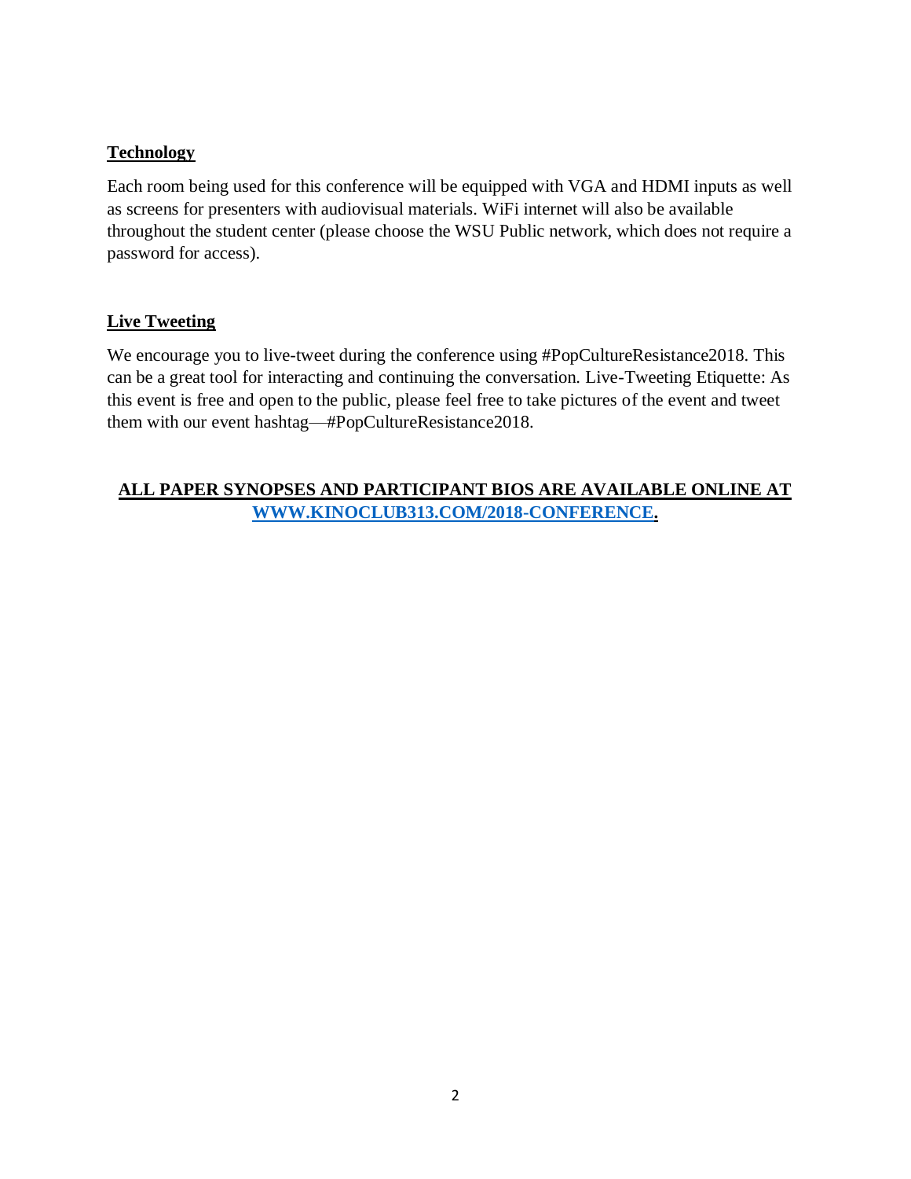## Technology

Each room being used for this conference will be equipped with VGA and HDMI inputs as well as screens for presenters with audiovisual materials. WiFi internet will also be available throughout the student center (please choose the WSU Public network, which does not require a password for access).

## Live Tweeting

We encourage you to live-tweet during the conference using #PopCultureResistance2018. This can be a great tool for interacting and continuing the conversation. Live-Tweeting Etiquette: As this event is free and open to the public, please feel free to take pictures of the event and tweet them with our event hashtag—#PopCultureResistance2018.

**ALL PAPER SYNOPSES AND PARTICIPANT BIOS ARE AVAILABLE ONLINE AT [WWW.KINOCLUB313.COM/2018-CONFERENCE](http://WWW.KINOCLUB313.COM/2018-CONFERENCE).**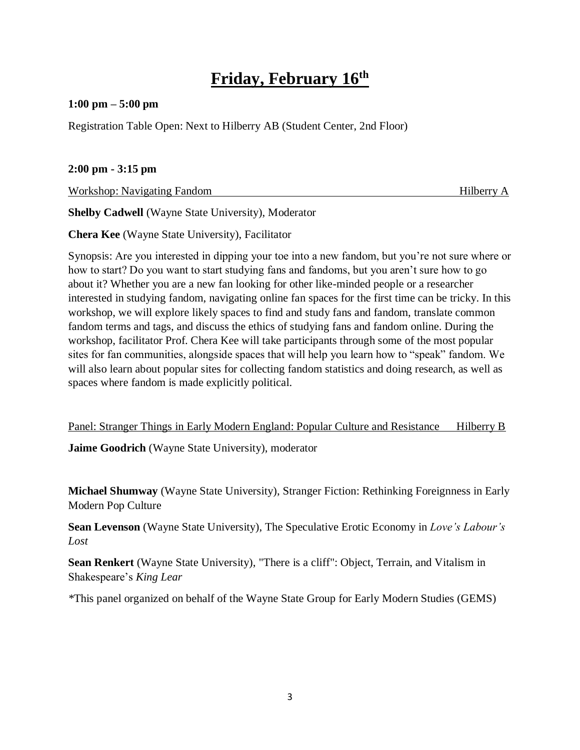# Friday, February 16th

**1:00 pm – 5:00 pm**

Registration Table Open: Next to Hilberry AB (Student Center, 2nd Floor)

**2:00 pm - 3:15 pm**

Workshop: Navigating Fandom — Hilberry A

**Shelby Cadwell** (Wayne State University), Moderator

**Chera Kee** (Wayne State University), Facilitator

Synopsis: Are you interested in dipping your toe into a new fandom, but you're not sure where or how to start? Do you want to start studying fans and fandoms, but you aren't sure how to go about it? Whether you are a new fan looking for other like-minded people or a researcher interested in studying fandom, navigating online fan spaces for the first time can be tricky. In this workshop, we will explore likely spaces to find and study fans and fandom, translate common fandom terms and tags, and discuss the ethics of studying fans and fandom online. During the workshop, facilitator Prof. Chera Kee will take participants through some of the most popular sites for fan communities, alongside spaces that will help you learn how to "speak" fandom. We will also learn about popular sites for collecting fandom statistics and doing research, as well as spaces where fandom is made explicitly political.

Panel: Stranger Things in Early Modern England: Popular Culture and Resistance — Hilberry B

**Jaime Goodrich** (Wayne State University), moderator

**Michael Shumway** (Wayne State University), Stranger Fiction: Rethinking Foreignness in Early Modern Pop Culture

**Sean Levenson** (Wayne State University), The Speculative Erotic Economy in *Love's Labour's Lost*

**Sean Renkert** (Wayne State University), "There is a cliff": Object, Terrain, and Vitalism in Shakespeare's *King Lear*

*This panel organized on behalf of the Wayne State Group for Early Modern Studies (GEMS)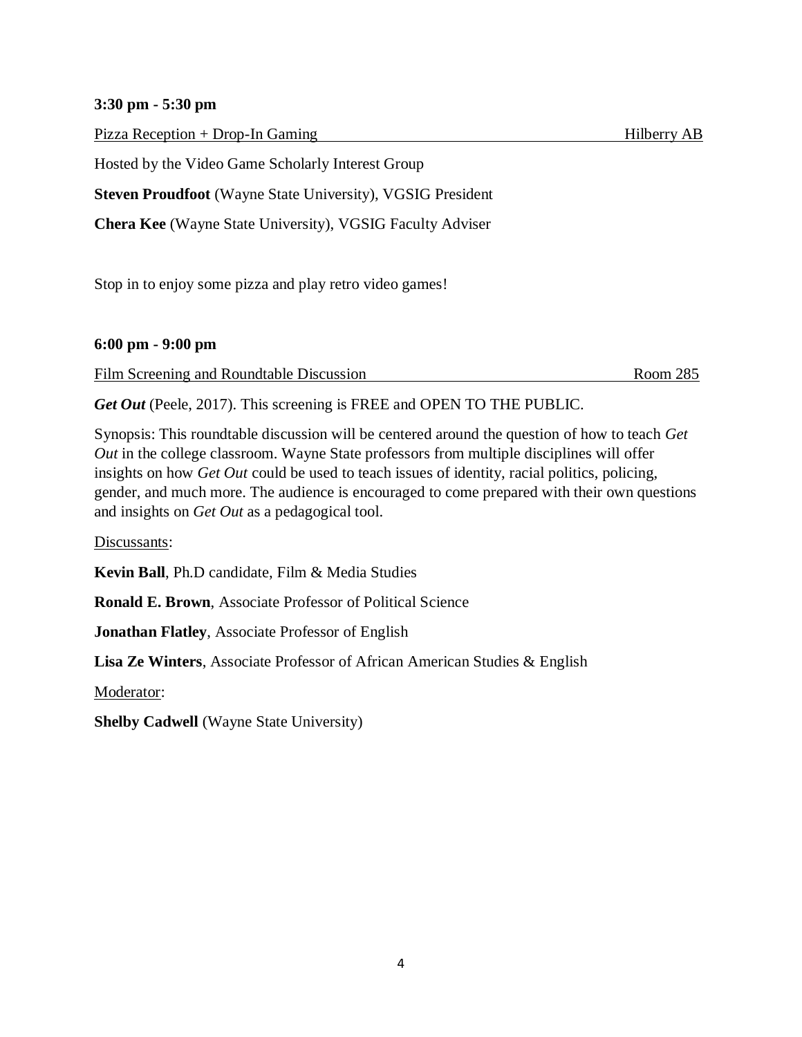**3:30 pm - 5:30 pm**

Pizza Reception + Drop-In Gaming — Hilberry AB

Hosted by the Video Game Scholarly Interest Group

**Steven Proudfoot** (Wayne State University), VGSIG President

**Chera Kee** (Wayne State University), VGSIG Faculty Adviser

Stop in to enjoy some pizza and play retro video games!

**6:00 pm - 9:00 pm**

Film Screening and Roundtable Discussion — Room 285

***Get Out*** (Peele, 2017). This screening is FREE and OPEN TO THE PUBLIC.

Synopsis: This roundtable discussion will be centered around the question of how to teach *Get Out* in the college classroom. Wayne State professors from multiple disciplines will offer insights on how *Get Out* could be used to teach issues of identity, racial politics, policing, gender, and much more. The audience is encouraged to come prepared with their own questions and insights on *Get Out* as a pedagogical tool.

Discussants:

**Kevin Ball**, Ph.D candidate, Film & Media Studies

**Ronald E. Brown**, Associate Professor of Political Science

**Jonathan Flatley**, Associate Professor of English

**Lisa Ze Winters**, Associate Professor of African American Studies & English

Moderator:

**Shelby Cadwell** (Wayne State University)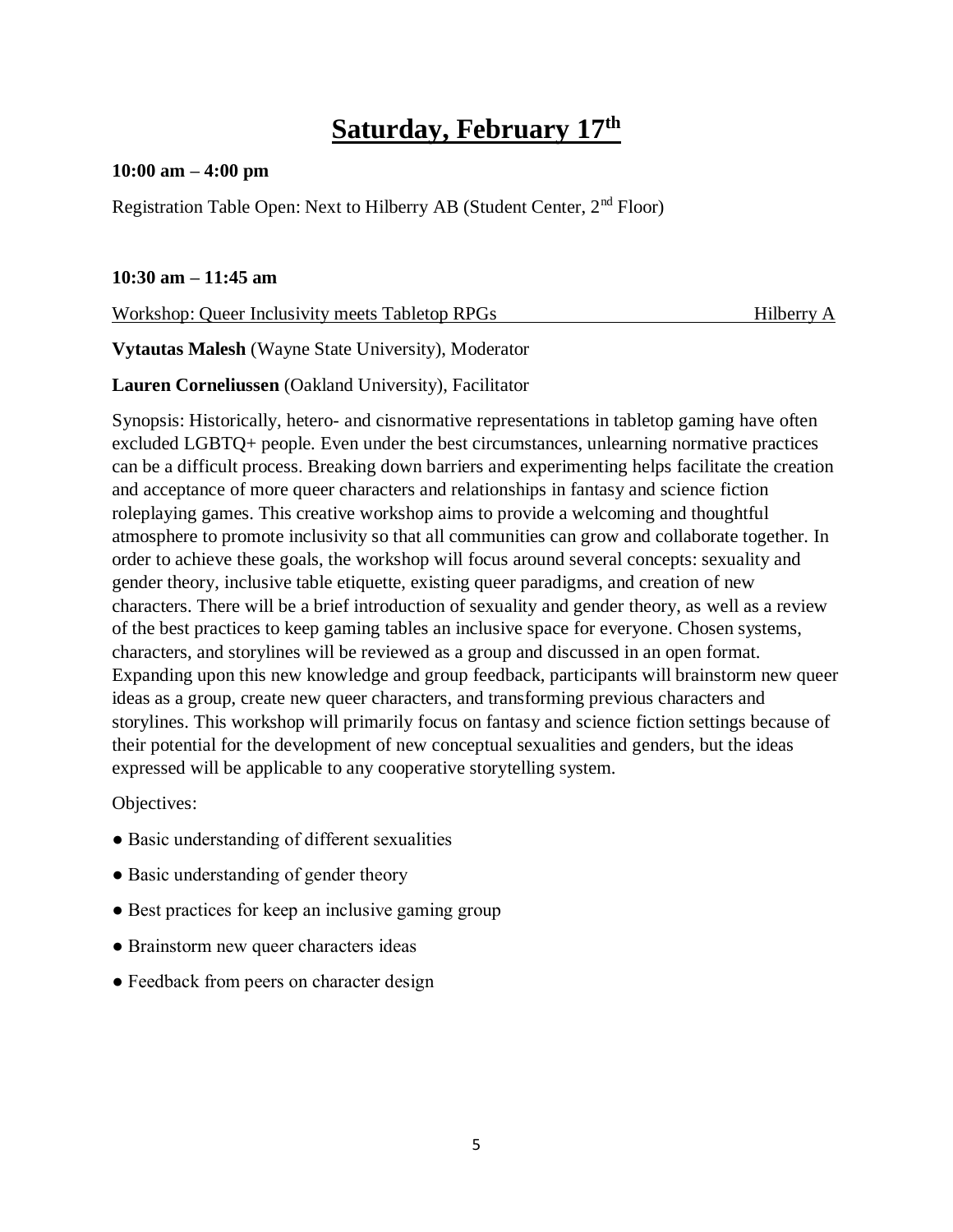# Saturday, February 17th

**10:00 am – 4:00 pm**

Registration Table Open: Next to Hilberry AB (Student Center, 2nd Floor)

**10:30 am – 11:45 am**

Workshop: Queer Inclusivity meets Tabletop RPGs — Hilberry A

**Vytautas Malesh** (Wayne State University), Moderator

**Lauren Corneliussen** (Oakland University), Facilitator

Synopsis: Historically, hetero- and cisnormative representations in tabletop gaming have often excluded LGBTQ+ people. Even under the best circumstances, unlearning normative practices can be a difficult process. Breaking down barriers and experimenting helps facilitate the creation and acceptance of more queer characters and relationships in fantasy and science fiction roleplaying games. This creative workshop aims to provide a welcoming and thoughtful atmosphere to promote inclusivity so that all communities can grow and collaborate together. In order to achieve these goals, the workshop will focus around several concepts: sexuality and gender theory, inclusive table etiquette, existing queer paradigms, and creation of new characters. There will be a brief introduction of sexuality and gender theory, as well as a review of the best practices to keep gaming tables an inclusive space for everyone. Chosen systems, characters, and storylines will be reviewed as a group and discussed in an open format. Expanding upon this new knowledge and group feedback, participants will brainstorm new queer ideas as a group, create new queer characters, and transforming previous characters and storylines. This workshop will primarily focus on fantasy and science fiction settings because of their potential for the development of new conceptual sexualities and genders, but the ideas expressed will be applicable to any cooperative storytelling system.

Objectives:

- Basic understanding of different sexualities
- Basic understanding of gender theory
- Best practices for keep an inclusive gaming group
- Brainstorm new queer characters ideas
- Feedback from peers on character design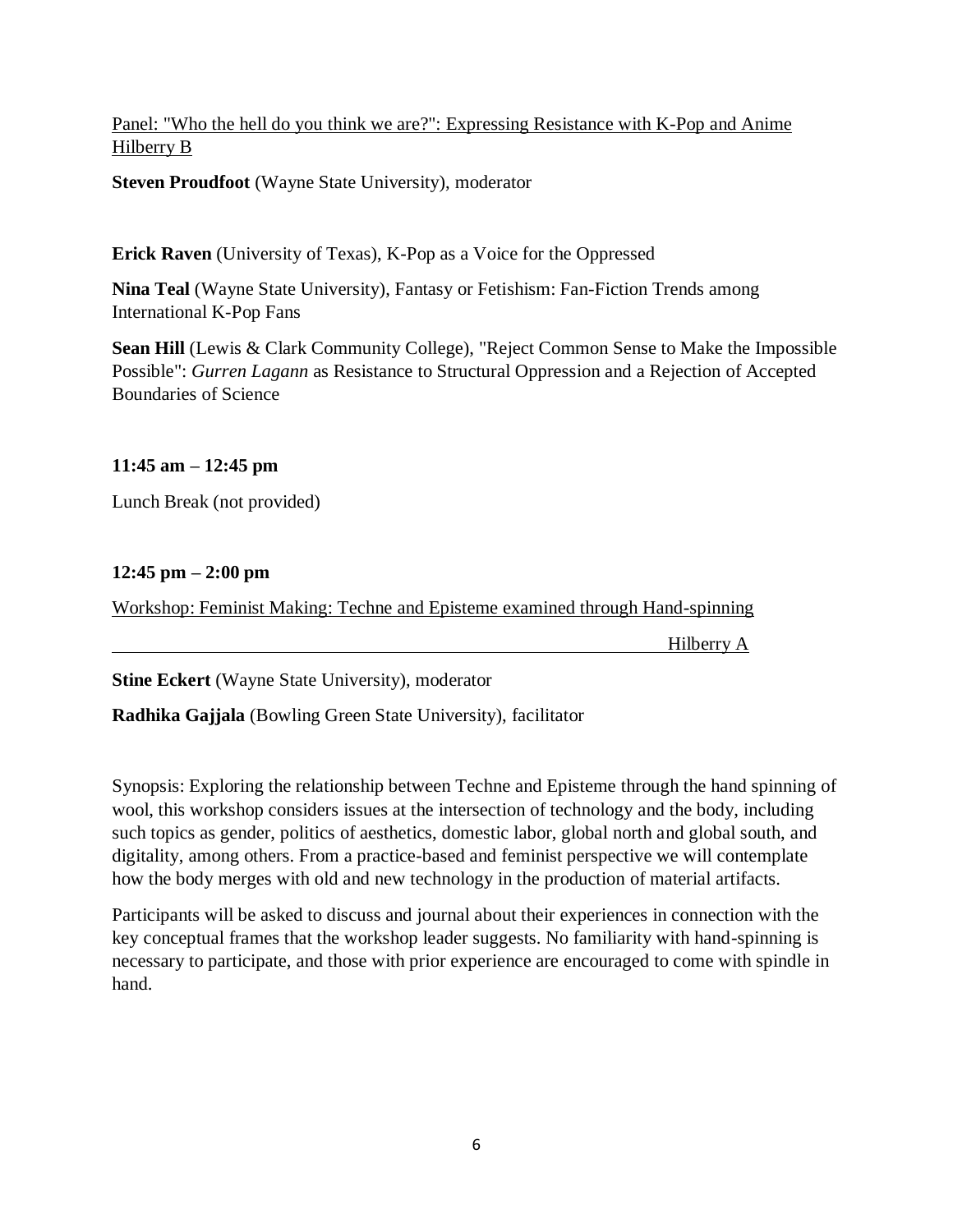Panel: "Who the hell do you think we are?": Expressing Resistance with K-Pop and Anime
Hilberry B

**Steven Proudfoot** (Wayne State University), moderator

**Erick Raven** (University of Texas), K-Pop as a Voice for the Oppressed

**Nina Teal** (Wayne State University), Fantasy or Fetishism: Fan-Fiction Trends among International K-Pop Fans

**Sean Hill** (Lewis & Clark Community College), "Reject Common Sense to Make the Impossible Possible": *Gurren Lagann* as Resistance to Structural Oppression and a Rejection of Accepted Boundaries of Science

**11:45 am – 12:45 pm**

Lunch Break (not provided)

**12:45 pm – 2:00 pm**

Workshop: Feminist Making: Techne and Episteme examined through Hand-spinning
Hilberry A

**Stine Eckert** (Wayne State University), moderator

**Radhika Gajjala** (Bowling Green State University), facilitator

Synopsis: Exploring the relationship between Techne and Episteme through the hand spinning of wool, this workshop considers issues at the intersection of technology and the body, including such topics as gender, politics of aesthetics, domestic labor, global north and global south, and digitality, among others. From a practice-based and feminist perspective we will contemplate how the body merges with old and new technology in the production of material artifacts.

Participants will be asked to discuss and journal about their experiences in connection with the key conceptual frames that the workshop leader suggests. No familiarity with hand-spinning is necessary to participate, and those with prior experience are encouraged to come with spindle in hand.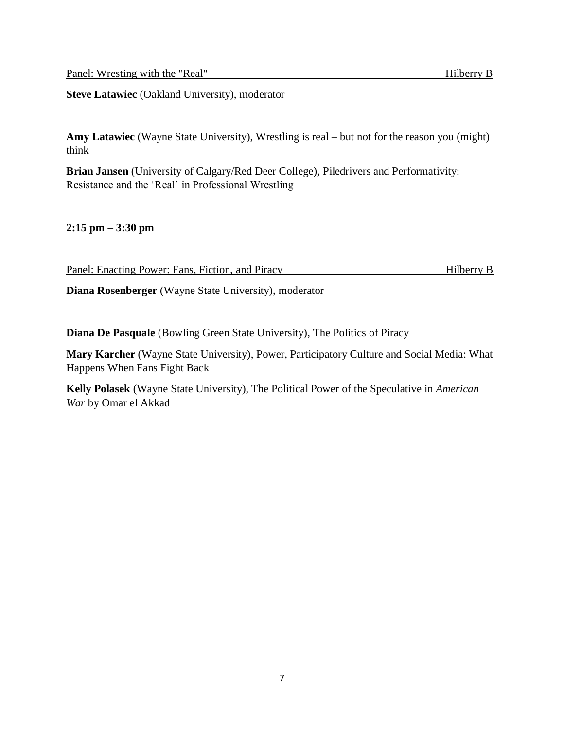Panel: Wresting with the "Real" Hilberry B

**Steve Latawiec** (Oakland University), moderator

**Amy Latawiec** (Wayne State University), Wrestling is real – but not for the reason you (might) think

**Brian Jansen** (University of Calgary/Red Deer College), Piledrivers and Performativity: Resistance and the 'Real' in Professional Wrestling

**2:15 pm – 3:30 pm**

Panel: Enacting Power: Fans, Fiction, and Piracy Hilberry B

**Diana Rosenberger** (Wayne State University), moderator

**Diana De Pasquale** (Bowling Green State University), The Politics of Piracy

**Mary Karcher** (Wayne State University), Power, Participatory Culture and Social Media: What Happens When Fans Fight Back

**Kelly Polasek** (Wayne State University), The Political Power of the Speculative in *American War* by Omar el Akkad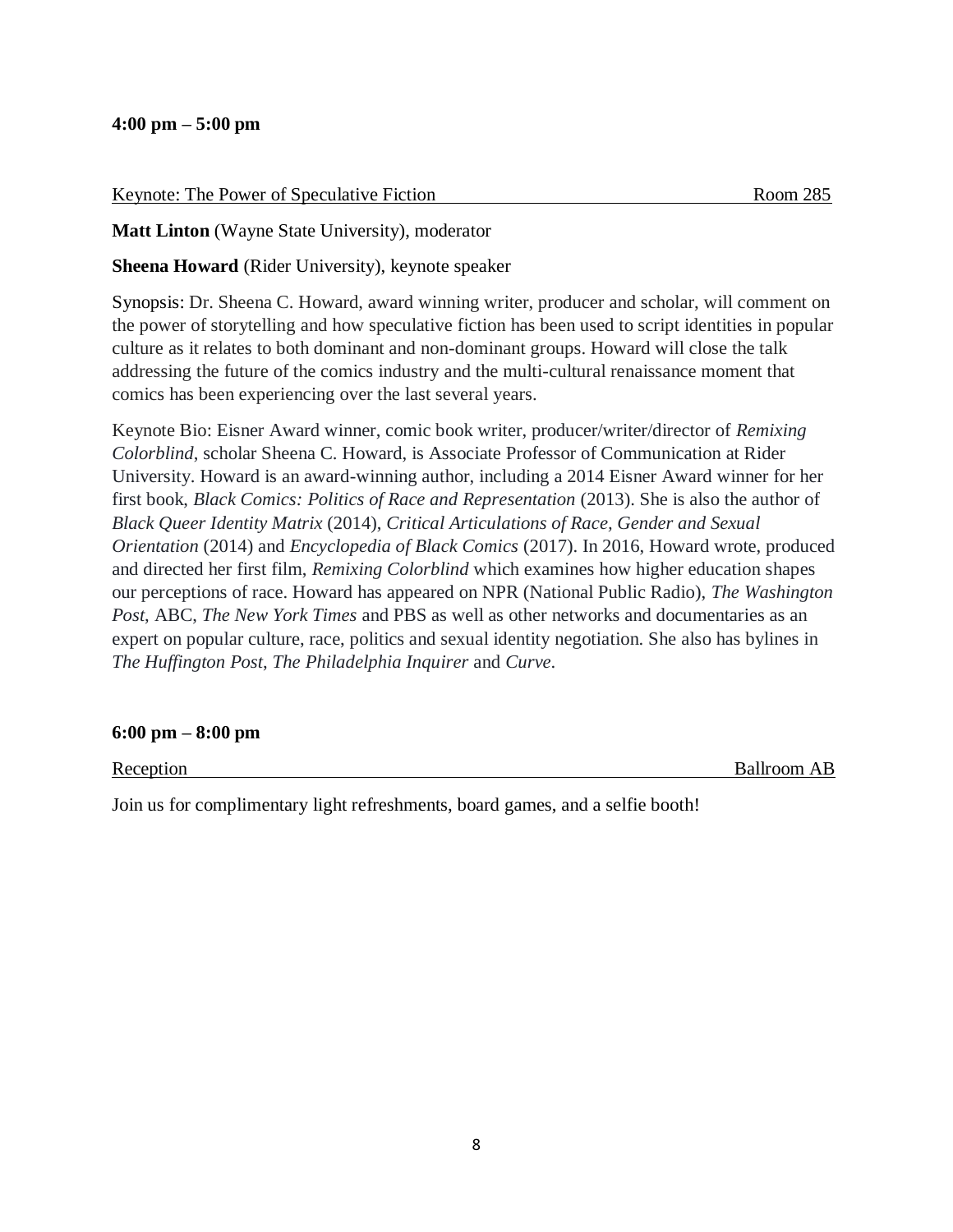**4:00 pm – 5:00 pm**

Keynote: The Power of Speculative Fiction — Room 285

**Matt Linton** (Wayne State University), moderator

**Sheena Howard** (Rider University), keynote speaker

Synopsis: Dr. Sheena C. Howard, award winning writer, producer and scholar, will comment on the power of storytelling and how speculative fiction has been used to script identities in popular culture as it relates to both dominant and non-dominant groups. Howard will close the talk addressing the future of the comics industry and the multi-cultural renaissance moment that comics has been experiencing over the last several years.

Keynote Bio: Eisner Award winner, comic book writer, producer/writer/director of *Remixing Colorblind*, scholar Sheena C. Howard, is Associate Professor of Communication at Rider University. Howard is an award-winning author, including a 2014 Eisner Award winner for her first book, *Black Comics: Politics of Race and Representation* (2013). She is also the author of *Black Queer Identity Matrix* (2014), *Critical Articulations of Race, Gender and Sexual Orientation* (2014) and *Encyclopedia of Black Comics* (2017). In 2016, Howard wrote, produced and directed her first film, *Remixing Colorblind* which examines how higher education shapes our perceptions of race. Howard has appeared on NPR (National Public Radio), *The Washington Post*, ABC, *The New York Times* and PBS as well as other networks and documentaries as an expert on popular culture, race, politics and sexual identity negotiation. She also has bylines in *The Huffington Post*, *The Philadelphia Inquirer* and *Curve*.

**6:00 pm – 8:00 pm**

Reception — Ballroom AB

Join us for complimentary light refreshments, board games, and a selfie booth!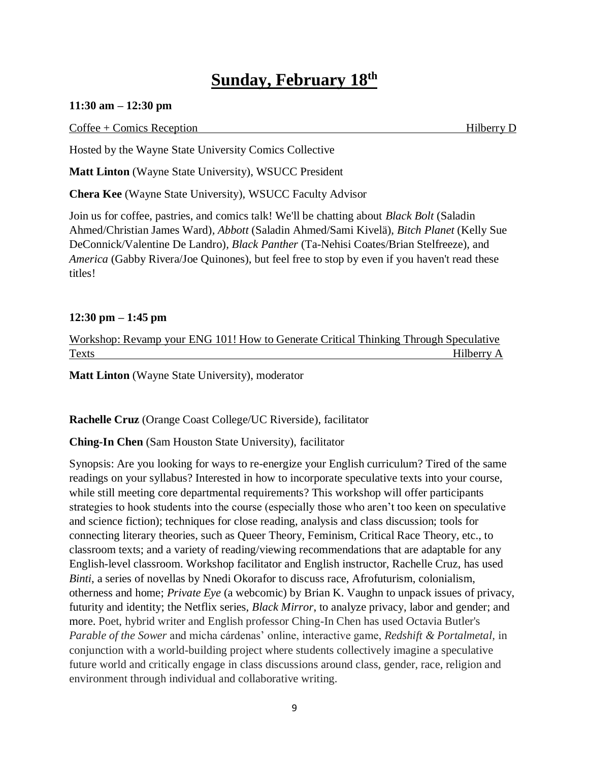# Sunday, February 18th

**11:30 am – 12:30 pm**

Coffee + Comics Reception — Hilberry D

Hosted by the Wayne State University Comics Collective

**Matt Linton** (Wayne State University), WSUCC President

**Chera Kee** (Wayne State University), WSUCC Faculty Advisor

Join us for coffee, pastries, and comics talk! We'll be chatting about *Black Bolt* (Saladin Ahmed/Christian James Ward), *Abbott* (Saladin Ahmed/Sami Kivelä), *Bitch Planet* (Kelly Sue DeConnick/Valentine De Landro), *Black Panther* (Ta-Nehisi Coates/Brian Stelfreeze), and *America* (Gabby Rivera/Joe Quinones), but feel free to stop by even if you haven't read these titles!

**12:30 pm – 1:45 pm**

Workshop: Revamp your ENG 101! How to Generate Critical Thinking Through Speculative Texts — Hilberry A

**Matt Linton** (Wayne State University), moderator

**Rachelle Cruz** (Orange Coast College/UC Riverside), facilitator

**Ching-In Chen** (Sam Houston State University), facilitator

Synopsis: Are you looking for ways to re-energize your English curriculum? Tired of the same readings on your syllabus? Interested in how to incorporate speculative texts into your course, while still meeting core departmental requirements? This workshop will offer participants strategies to hook students into the course (especially those who aren't too keen on speculative and science fiction); techniques for close reading, analysis and class discussion; tools for connecting literary theories, such as Queer Theory, Feminism, Critical Race Theory, etc., to classroom texts; and a variety of reading/viewing recommendations that are adaptable for any English-level classroom. Workshop facilitator and English instructor, Rachelle Cruz, has used *Binti*, a series of novellas by Nnedi Okorafor to discuss race, Afrofuturism, colonialism, otherness and home; *Private Eye* (a webcomic) by Brian K. Vaughn to unpack issues of privacy, futurity and identity; the Netflix series, *Black Mirror*, to analyze privacy, labor and gender; and more. Poet, hybrid writer and English professor Ching-In Chen has used Octavia Butler's *Parable of the Sower* and micha cárdenas' online, interactive game, *Redshift & Portalmetal,* in conjunction with a world-building project where students collectively imagine a speculative future world and critically engage in class discussions around class, gender, race, religion and environment through individual and collaborative writing.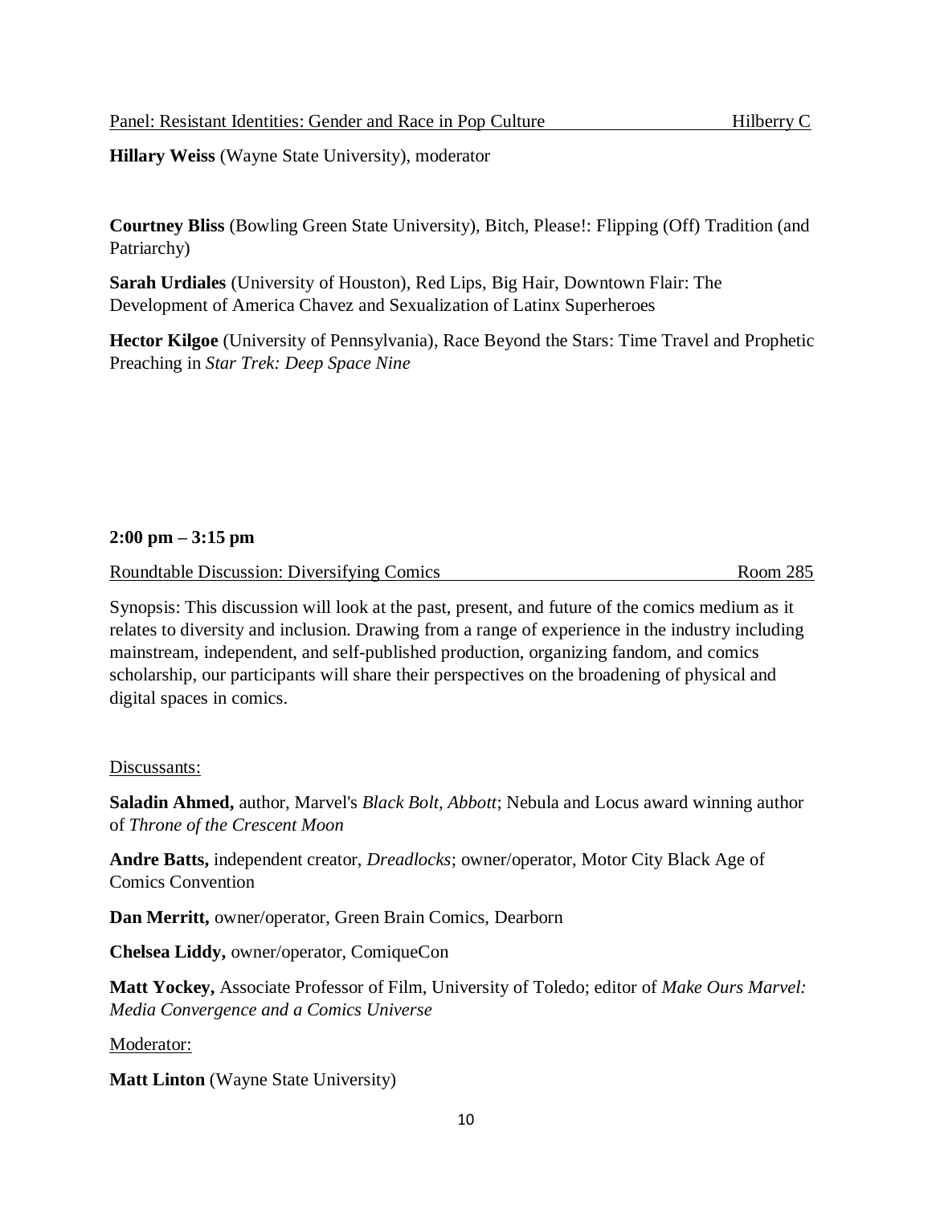Panel: Resistant Identities: Gender and Race in Pop Culture — Hilberry C

**Hillary Weiss** (Wayne State University), moderator

**Courtney Bliss** (Bowling Green State University), Bitch, Please!: Flipping (Off) Tradition (and Patriarchy)

**Sarah Urdiales** (University of Houston), Red Lips, Big Hair, Downtown Flair: The Development of America Chavez and Sexualization of Latinx Superheroes

**Hector Kilgoe** (University of Pennsylvania), Race Beyond the Stars: Time Travel and Prophetic Preaching in *Star Trek: Deep Space Nine*

**2:00 pm – 3:15 pm**

Roundtable Discussion: Diversifying Comics — Room 285

Synopsis: This discussion will look at the past, present, and future of the comics medium as it relates to diversity and inclusion. Drawing from a range of experience in the industry including mainstream, independent, and self-published production, organizing fandom, and comics scholarship, our participants will share their perspectives on the broadening of physical and digital spaces in comics.

Discussants:

**Saladin Ahmed,** author, Marvel's *Black Bolt*, *Abbott*; Nebula and Locus award winning author of *Throne of the Crescent Moon*

**Andre Batts,** independent creator, *Dreadlocks*; owner/operator, Motor City Black Age of Comics Convention

**Dan Merritt,** owner/operator, Green Brain Comics, Dearborn

**Chelsea Liddy,** owner/operator, ComiqueCon

**Matt Yockey,** Associate Professor of Film, University of Toledo; editor of *Make Ours Marvel: Media Convergence and a Comics Universe*

Moderator:

**Matt Linton** (Wayne State University)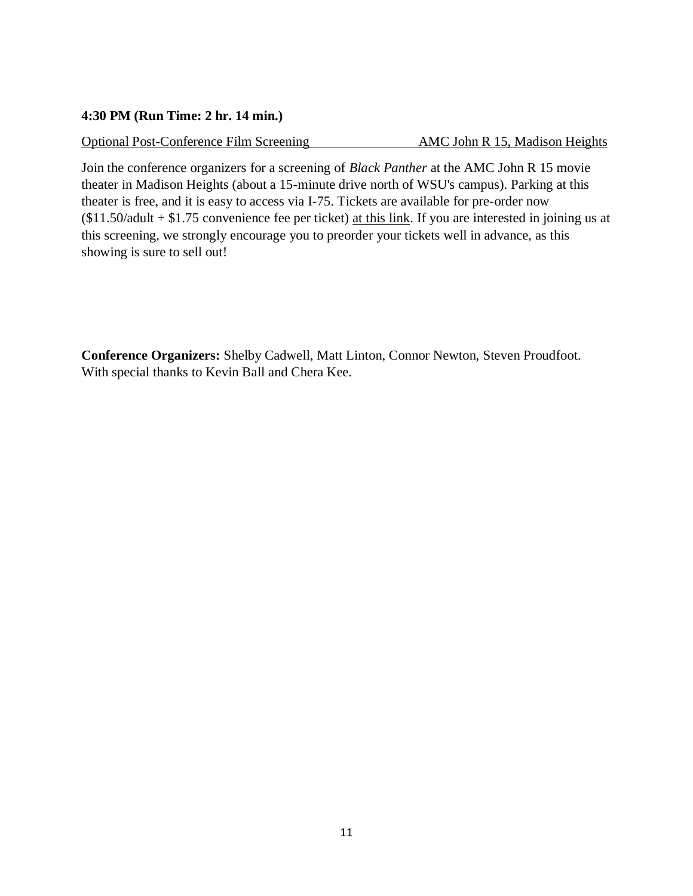**4:30 PM (Run Time: 2 hr. 14 min.)**

Optional Post-Conference Film Screening AMC John R 15, Madison Heights

Join the conference organizers for a screening of *Black Panther* at the AMC John R 15 movie theater in Madison Heights (about a 15-minute drive north of WSU's campus). Parking at this theater is free, and it is easy to access via I-75. Tickets are available for pre-order now ($11.50/adult + $1.75 convenience fee per ticket) at this link. If you are interested in joining us at this screening, we strongly encourage you to preorder your tickets well in advance, as this showing is sure to sell out!

**Conference Organizers:** Shelby Cadwell, Matt Linton, Connor Newton, Steven Proudfoot. With special thanks to Kevin Ball and Chera Kee.